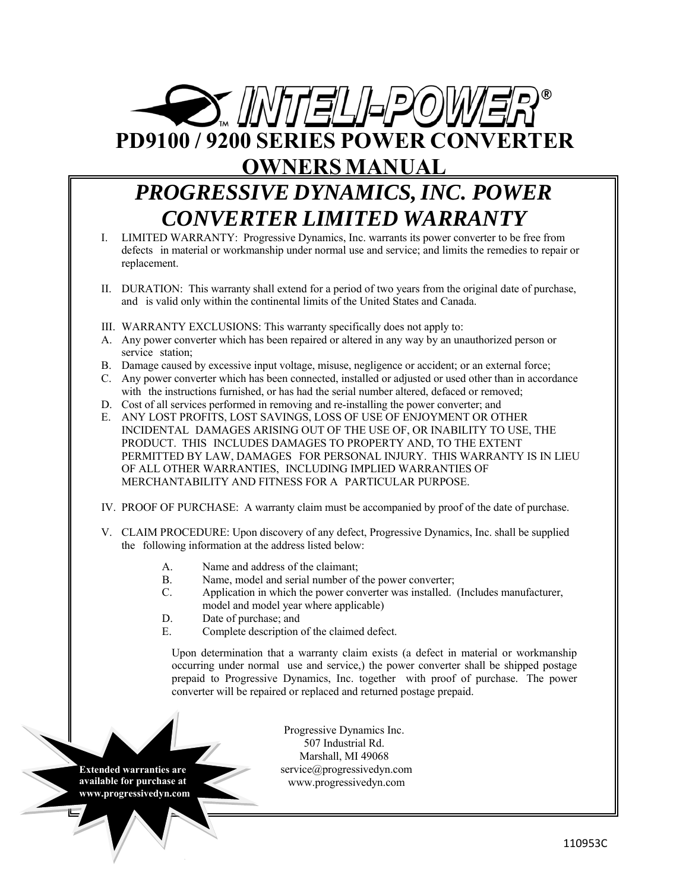# INTELI-POWER®

# PD9100 / 9200 SERIES POWER CONVERTER OWNERS MANUAL

## *PROGRESSIVE DYNAMICS, INC. POWER CONVERTER LIMITED WARRANTY*

I. LIMITED WARRANTY: Progressive Dynamics, Inc. warrants its power converter to be free from defects in material or workmanship under normal use and service; and limits the remedies to repair or replacement.

II. DURATION: This warranty shall extend for a period of two years from the original date of purchase, and is valid only within the continental limits of the United States and Canada.

III. WARRANTY EXCLUSIONS: This warranty specifically does not apply to:

A. Any power converter which has been repaired or altered in any way by an unauthorized person or service station;
B. Damage caused by excessive input voltage, misuse, negligence or accident; or an external force;
C. Any power converter which has been connected, installed or adjusted or used other than in accordance with the instructions furnished, or has had the serial number altered, defaced or removed;
D. Cost of all services performed in removing and re-installing the power converter; and
E. ANY LOST PROFITS, LOST SAVINGS, LOSS OF USE OF ENJOYMENT OR OTHER INCIDENTAL DAMAGES ARISING OUT OF THE USE OF, OR INABILITY TO USE, THE PRODUCT. THIS INCLUDES DAMAGES TO PROPERTY AND, TO THE EXTENT PERMITTED BY LAW, DAMAGES FOR PERSONAL INJURY. THIS WARRANTY IS IN LIEU OF ALL OTHER WARRANTIES, INCLUDING IMPLIED WARRANTIES OF MERCHANTABILITY AND FITNESS FOR A PARTICULAR PURPOSE.

IV. PROOF OF PURCHASE: A warranty claim must be accompanied by proof of the date of purchase.

V. CLAIM PROCEDURE: Upon discovery of any defect, Progressive Dynamics, Inc. shall be supplied the following information at the address listed below:

A. Name and address of the claimant;
B. Name, model and serial number of the power converter;
C. Application in which the power converter was installed. (Includes manufacturer, model and model year where applicable)
D. Date of purchase; and
E. Complete description of the claimed defect.

Upon determination that a warranty claim exists (a defect in material or workmanship occurring under normal use and service,) the power converter shall be shipped postage prepaid to Progressive Dynamics, Inc. together with proof of purchase. The power converter will be repaired or replaced and returned postage prepaid.

Progressive Dynamics Inc.
507 Industrial Rd.
Marshall, MI 49068
service@progressivedyn.com
www.progressivedyn.com

**Extended warranties are available for purchase at www.progressivedyn.com**

110953C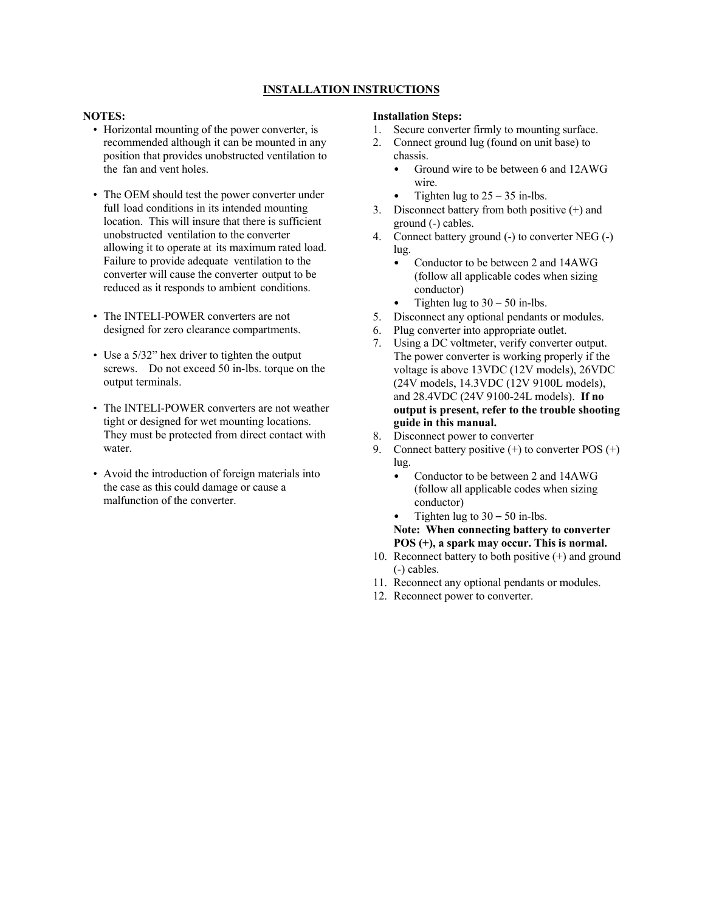## INSTALLATION INSTRUCTIONS

**NOTES:**

- Horizontal mounting of the power converter, is recommended although it can be mounted in any position that provides unobstructed ventilation to the fan and vent holes.
- The OEM should test the power converter under full load conditions in its intended mounting location. This will insure that there is sufficient unobstructed ventilation to the converter allowing it to operate at its maximum rated load. Failure to provide adequate ventilation to the converter will cause the converter output to be reduced as it responds to ambient conditions.
- The INTELI-POWER converters are not designed for zero clearance compartments.
- Use a 5/32" hex driver to tighten the output screws. Do not exceed 50 in-lbs. torque on the output terminals.
- The INTELI-POWER converters are not weather tight or designed for wet mounting locations. They must be protected from direct contact with water.
- Avoid the introduction of foreign materials into the case as this could damage or cause a malfunction of the converter.

**Installation Steps:**

1. Secure converter firmly to mounting surface.
2. Connect ground lug (found on unit base) to chassis.
   - Ground wire to be between 6 and 12AWG wire.
   - Tighten lug to 25 – 35 in-lbs.
3. Disconnect battery from both positive (+) and ground (-) cables.
4. Connect battery ground (-) to converter NEG (-) lug.
   - Conductor to be between 2 and 14AWG (follow all applicable codes when sizing conductor)
   - Tighten lug to 30 – 50 in-lbs.
5. Disconnect any optional pendants or modules.
6. Plug converter into appropriate outlet.
7. Using a DC voltmeter, verify converter output. The power converter is working properly if the voltage is above 13VDC (12V models), 26VDC (24V models, 14.3VDC (12V 9100L models), and 28.4VDC (24V 9100-24L models). **If no output is present, refer to the trouble shooting guide in this manual.**
8. Disconnect power to converter
9. Connect battery positive (+) to converter POS (+) lug.
   - Conductor to be between 2 and 14AWG (follow all applicable codes when sizing conductor)
   - Tighten lug to 30 – 50 in-lbs.

   **Note: When connecting battery to converter POS (+), a spark may occur. This is normal.**
10. Reconnect battery to both positive (+) and ground (-) cables.
11. Reconnect any optional pendants or modules.
12. Reconnect power to converter.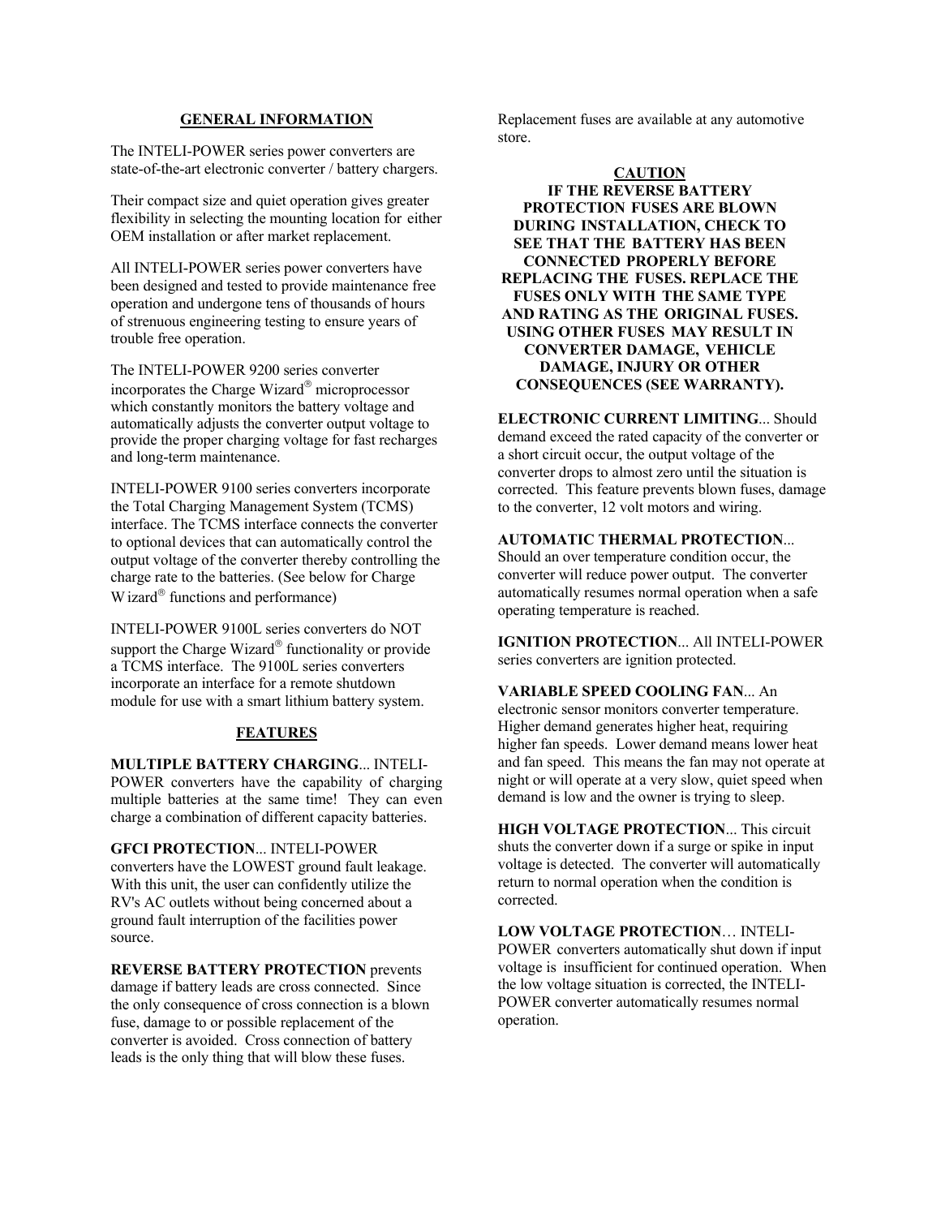## GENERAL INFORMATION

The INTELI-POWER series power converters are state-of-the-art electronic converter / battery chargers.

Their compact size and quiet operation gives greater flexibility in selecting the mounting location for either OEM installation or after market replacement.

All INTELI-POWER series power converters have been designed and tested to provide maintenance free operation and undergone tens of thousands of hours of strenuous engineering testing to ensure years of trouble free operation.

The INTELI-POWER 9200 series converter incorporates the Charge Wizard® microprocessor which constantly monitors the battery voltage and automatically adjusts the converter output voltage to provide the proper charging voltage for fast recharges and long-term maintenance.

INTELI-POWER 9100 series converters incorporate the Total Charging Management System (TCMS) interface. The TCMS interface connects the converter to optional devices that can automatically control the output voltage of the converter thereby controlling the charge rate to the batteries. (See below for Charge Wizard® functions and performance)

INTELI-POWER 9100L series converters do NOT support the Charge Wizard® functionality or provide a TCMS interface. The 9100L series converters incorporate an interface for a remote shutdown module for use with a smart lithium battery system.

## FEATURES

**MULTIPLE BATTERY CHARGING**... INTELI-POWER converters have the capability of charging multiple batteries at the same time! They can even charge a combination of different capacity batteries.

**GFCI PROTECTION**... INTELI-POWER converters have the LOWEST ground fault leakage. With this unit, the user can confidently utilize the RV's AC outlets without being concerned about a ground fault interruption of the facilities power source.

**REVERSE BATTERY PROTECTION** prevents damage if battery leads are cross connected. Since the only consequence of cross connection is a blown fuse, damage to or possible replacement of the converter is avoided. Cross connection of battery leads is the only thing that will blow these fuses. Replacement fuses are available at any automotive store.

**CAUTION**

**IF THE REVERSE BATTERY PROTECTION FUSES ARE BLOWN DURING INSTALLATION, CHECK TO SEE THAT THE BATTERY HAS BEEN CONNECTED PROPERLY BEFORE REPLACING THE FUSES. REPLACE THE FUSES ONLY WITH THE SAME TYPE AND RATING AS THE ORIGINAL FUSES. USING OTHER FUSES MAY RESULT IN CONVERTER DAMAGE, VEHICLE DAMAGE, INJURY OR OTHER CONSEQUENCES (SEE WARRANTY).**

**ELECTRONIC CURRENT LIMITING**... Should demand exceed the rated capacity of the converter or a short circuit occur, the output voltage of the converter drops to almost zero until the situation is corrected. This feature prevents blown fuses, damage to the converter, 12 volt motors and wiring.

**AUTOMATIC THERMAL PROTECTION**... Should an over temperature condition occur, the converter will reduce power output. The converter automatically resumes normal operation when a safe operating temperature is reached.

**IGNITION PROTECTION**... All INTELI-POWER series converters are ignition protected.

**VARIABLE SPEED COOLING FAN**... An electronic sensor monitors converter temperature. Higher demand generates higher heat, requiring higher fan speeds. Lower demand means lower heat and fan speed. This means the fan may not operate at night or will operate at a very slow, quiet speed when demand is low and the owner is trying to sleep.

**HIGH VOLTAGE PROTECTION**... This circuit shuts the converter down if a surge or spike in input voltage is detected. The converter will automatically return to normal operation when the condition is corrected.

**LOW VOLTAGE PROTECTION**… INTELI-POWER converters automatically shut down if input voltage is insufficient for continued operation. When the low voltage situation is corrected, the INTELI-POWER converter automatically resumes normal operation.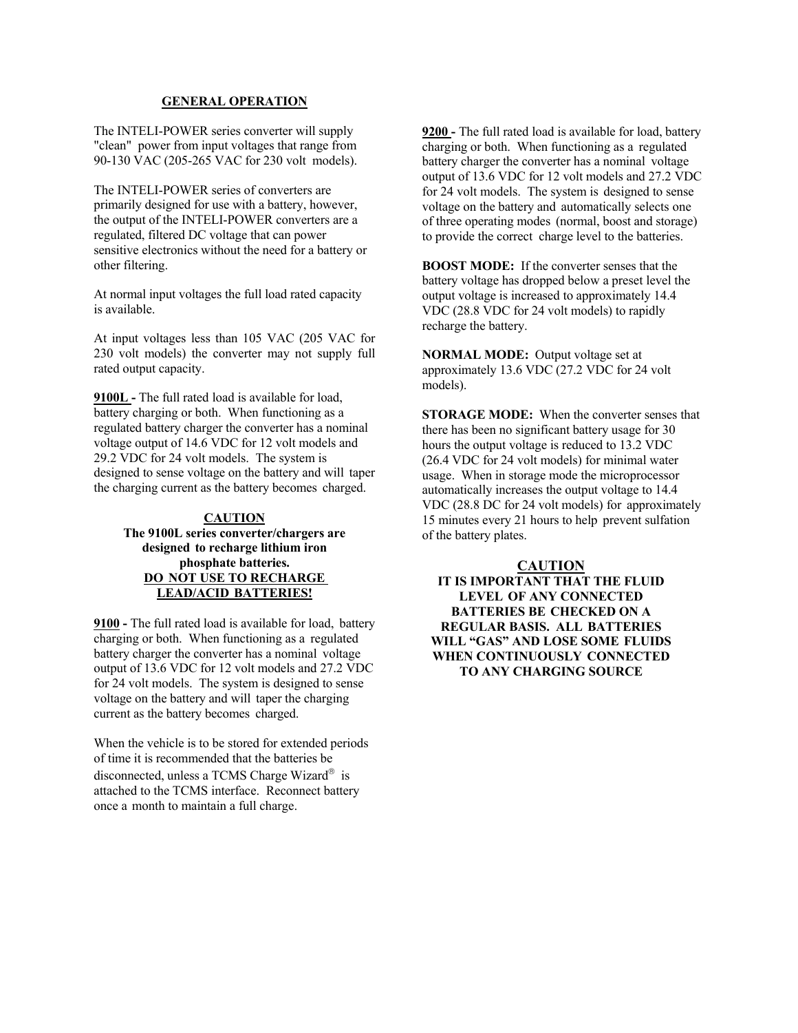## GENERAL OPERATION

The INTELI-POWER series converter will supply "clean" power from input voltages that range from 90-130 VAC (205-265 VAC for 230 volt models).

The INTELI-POWER series of converters are primarily designed for use with a battery, however, the output of the INTELI-POWER converters are a regulated, filtered DC voltage that can power sensitive electronics without the need for a battery or other filtering.

At normal input voltages the full load rated capacity is available.

At input voltages less than 105 VAC (205 VAC for 230 volt models) the converter may not supply full rated output capacity.

**9100L -** The full rated load is available for load, battery charging or both. When functioning as a regulated battery charger the converter has a nominal voltage output of 14.6 VDC for 12 volt models and 29.2 VDC for 24 volt models. The system is designed to sense voltage on the battery and will taper the charging current as the battery becomes charged.

**CAUTION**

**The 9100L series converter/chargers are designed to recharge lithium iron phosphate batteries.**
**DO NOT USE TO RECHARGE LEAD/ACID BATTERIES!**

**9100 -** The full rated load is available for load, battery charging or both. When functioning as a regulated battery charger the converter has a nominal voltage output of 13.6 VDC for 12 volt models and 27.2 VDC for 24 volt models. The system is designed to sense voltage on the battery and will taper the charging current as the battery becomes charged.

When the vehicle is to be stored for extended periods of time it is recommended that the batteries be disconnected, unless a TCMS Charge Wizard® is attached to the TCMS interface. Reconnect battery once a month to maintain a full charge.

**9200 -** The full rated load is available for load, battery charging or both. When functioning as a regulated battery charger the converter has a nominal voltage output of 13.6 VDC for 12 volt models and 27.2 VDC for 24 volt models. The system is designed to sense voltage on the battery and automatically selects one of three operating modes (normal, boost and storage) to provide the correct charge level to the batteries.

**BOOST MODE:** If the converter senses that the battery voltage has dropped below a preset level the output voltage is increased to approximately 14.4 VDC (28.8 VDC for 24 volt models) to rapidly recharge the battery.

**NORMAL MODE:** Output voltage set at approximately 13.6 VDC (27.2 VDC for 24 volt models).

**STORAGE MODE:** When the converter senses that there has been no significant battery usage for 30 hours the output voltage is reduced to 13.2 VDC (26.4 VDC for 24 volt models) for minimal water usage. When in storage mode the microprocessor automatically increases the output voltage to 14.4 VDC (28.8 DC for 24 volt models) for approximately 15 minutes every 21 hours to help prevent sulfation of the battery plates.

**CAUTION**

**IT IS IMPORTANT THAT THE FLUID LEVEL OF ANY CONNECTED BATTERIES BE CHECKED ON A REGULAR BASIS. ALL BATTERIES WILL "GAS" AND LOSE SOME FLUIDS WHEN CONTINUOUSLY CONNECTED TO ANY CHARGING SOURCE**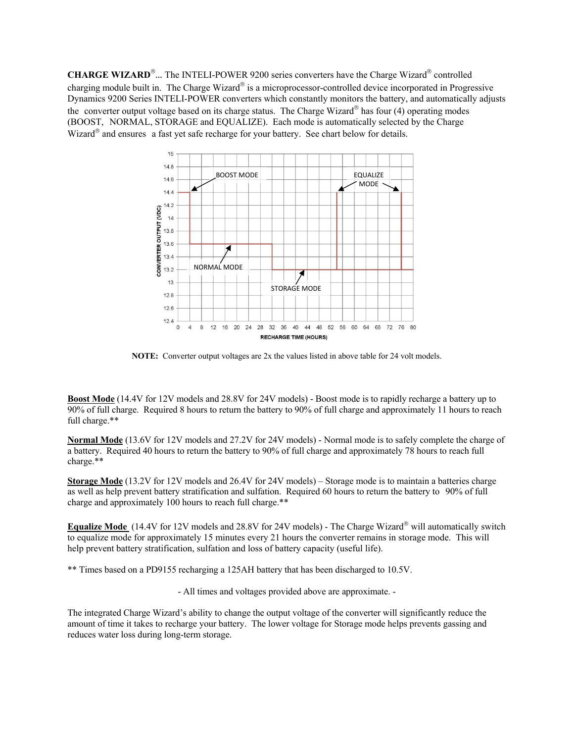**CHARGE WIZARD®...** The INTELI-POWER 9200 series converters have the Charge Wizard® controlled charging module built in. The Charge Wizard® is a microprocessor-controlled device incorporated in Progressive Dynamics 9200 Series INTELI-POWER converters which constantly monitors the battery, and automatically adjusts the converter output voltage based on its charge status. The Charge Wizard® has four (4) operating modes (BOOST, NORMAL, STORAGE and EQUALIZE). Each mode is automatically selected by the Charge Wizard® and ensures a fast yet safe recharge for your battery. See chart below for details.

**NOTE:** Converter output voltages are 2x the values listed in above table for 24 volt models.

**<u>Boost Mode</u>** (14.4V for 12V models and 28.8V for 24V models) - Boost mode is to rapidly recharge a battery up to 90% of full charge. Required 8 hours to return the battery to 90% of full charge and approximately 11 hours to reach full charge.**

**<u>Normal Mode</u>** (13.6V for 12V models and 27.2V for 24V models) - Normal mode is to safely complete the charge of a battery. Required 40 hours to return the battery to 90% of full charge and approximately 78 hours to reach full charge.**

**<u>Storage Mode</u>** (13.2V for 12V models and 26.4V for 24V models) – Storage mode is to maintain a batteries charge as well as help prevent battery stratification and sulfation. Required 60 hours to return the battery to 90% of full charge and approximately 100 hours to reach full charge.**

**<u>Equalize Mode</u>** (14.4V for 12V models and 28.8V for 24V models) - The Charge Wizard® will automatically switch to equalize mode for approximately 15 minutes every 21 hours the converter remains in storage mode. This will help prevent battery stratification, sulfation and loss of battery capacity (useful life).

** Times based on a PD9155 recharging a 125AH battery that has been discharged to 10.5V.

- All times and voltages provided above are approximate. -

The integrated Charge Wizard's ability to change the output voltage of the converter will significantly reduce the amount of time it takes to recharge your battery. The lower voltage for Storage mode helps prevents gassing and reduces water loss during long-term storage.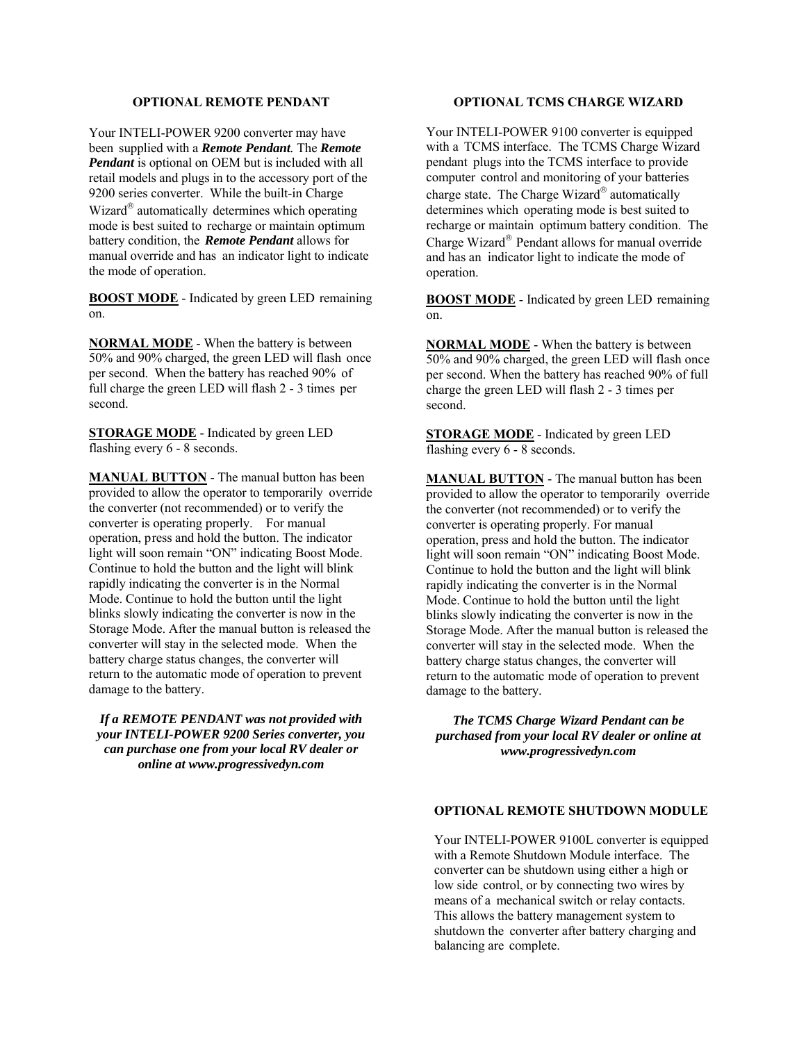## OPTIONAL REMOTE PENDANT

Your INTELI-POWER 9200 converter may have been supplied with a ***Remote Pendant***. The ***Remote Pendant*** is optional on OEM but is included with all retail models and plugs in to the accessory port of the 9200 series converter. While the built-in Charge Wizard® automatically determines which operating mode is best suited to recharge or maintain optimum battery condition, the ***Remote Pendant*** allows for manual override and has an indicator light to indicate the mode of operation.

**BOOST MODE** - Indicated by green LED remaining on.

**NORMAL MODE** - When the battery is between 50% and 90% charged, the green LED will flash once per second. When the battery has reached 90% of full charge the green LED will flash 2 - 3 times per second.

**STORAGE MODE** - Indicated by green LED flashing every 6 - 8 seconds.

**MANUAL BUTTON** - The manual button has been provided to allow the operator to temporarily override the converter (not recommended) or to verify the converter is operating properly. For manual operation, press and hold the button. The indicator light will soon remain "ON" indicating Boost Mode. Continue to hold the button and the light will blink rapidly indicating the converter is in the Normal Mode. Continue to hold the button until the light blinks slowly indicating the converter is now in the Storage Mode. After the manual button is released the converter will stay in the selected mode. When the battery charge status changes, the converter will return to the automatic mode of operation to prevent damage to the battery.

***If a REMOTE PENDANT was not provided with your INTELI-POWER 9200 Series converter, you can purchase one from your local RV dealer or online at www.progressivedyn.com***

## OPTIONAL TCMS CHARGE WIZARD

Your INTELI-POWER 9100 converter is equipped with a TCMS interface. The TCMS Charge Wizard pendant plugs into the TCMS interface to provide computer control and monitoring of your batteries charge state. The Charge Wizard® automatically determines which operating mode is best suited to recharge or maintain optimum battery condition. The Charge Wizard® Pendant allows for manual override and has an indicator light to indicate the mode of operation.

**BOOST MODE** - Indicated by green LED remaining on.

**NORMAL MODE** - When the battery is between 50% and 90% charged, the green LED will flash once per second. When the battery has reached 90% of full charge the green LED will flash 2 - 3 times per second.

**STORAGE MODE** - Indicated by green LED flashing every 6 - 8 seconds.

**MANUAL BUTTON** - The manual button has been provided to allow the operator to temporarily override the converter (not recommended) or to verify the converter is operating properly. For manual operation, press and hold the button. The indicator light will soon remain "ON" indicating Boost Mode. Continue to hold the button and the light will blink rapidly indicating the converter is in the Normal Mode. Continue to hold the button until the light blinks slowly indicating the converter is now in the Storage Mode. After the manual button is released the converter will stay in the selected mode. When the battery charge status changes, the converter will return to the automatic mode of operation to prevent damage to the battery.

***The TCMS Charge Wizard Pendant can be purchased from your local RV dealer or online at www.progressivedyn.com***

## OPTIONAL REMOTE SHUTDOWN MODULE

Your INTELI-POWER 9100L converter is equipped with a Remote Shutdown Module interface. The converter can be shutdown using either a high or low side control, or by connecting two wires by means of a mechanical switch or relay contacts. This allows the battery management system to shutdown the converter after battery charging and balancing are complete.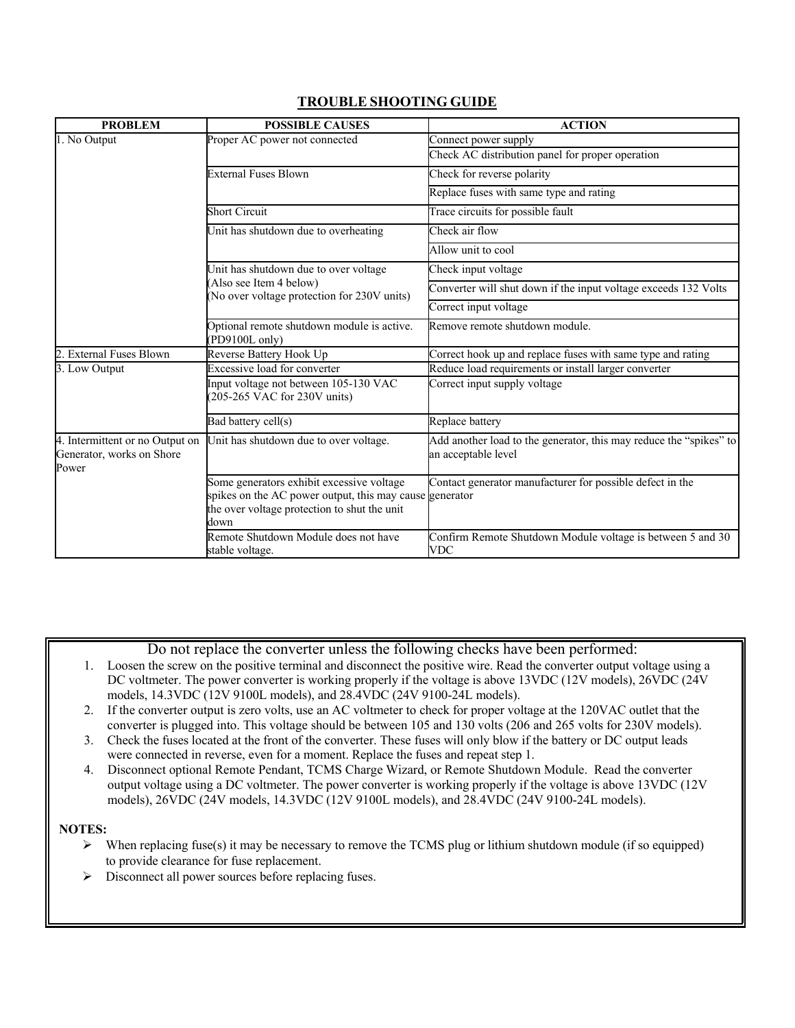## TROUBLE SHOOTING GUIDE

| PROBLEM | POSSIBLE CAUSES | ACTION |
|---|---|---|
| 1. No Output | Proper AC power not connected | Connect power supply |
| | | Check AC distribution panel for proper operation |
| | External Fuses Blown | Check for reverse polarity |
| | | Replace fuses with same type and rating |
| | Short Circuit | Trace circuits for possible fault |
| | Unit has shutdown due to overheating | Check air flow |
| | | Allow unit to cool |
| | Unit has shutdown due to over voltage (Also see Item 4 below) (No over voltage protection for 230V units) | Check input voltage |
| | | Converter will shut down if the input voltage exceeds 132 Volts |
| | | Correct input voltage |
| | Optional remote shutdown module is active. (PD9100L only) | Remove remote shutdown module. |
| 2. External Fuses Blown | Reverse Battery Hook Up | Correct hook up and replace fuses with same type and rating |
| 3. Low Output | Excessive load for converter | Reduce load requirements or install larger converter |
| | Input voltage not between 105-130 VAC (205-265 VAC for 230V units) | Correct input supply voltage |
| | Bad battery cell(s) | Replace battery |
| 4. Intermittent or no Output on Generator, works on Shore Power | Unit has shutdown due to over voltage. | Add another load to the generator, this may reduce the "spikes" to an acceptable level |
| | Some generators exhibit excessive voltage spikes on the AC power output, this may cause the over voltage protection to shut the unit down | Contact generator manufacturer for possible defect in the generator |
| | Remote Shutdown Module does not have stable voltage. | Confirm Remote Shutdown Module voltage is between 5 and 30 VDC |

Do not replace the converter unless the following checks have been performed:

1. Loosen the screw on the positive terminal and disconnect the positive wire. Read the converter output voltage using a DC voltmeter. The power converter is working properly if the voltage is above 13VDC (12V models), 26VDC (24V models, 14.3VDC (12V 9100L models), and 28.4VDC (24V 9100-24L models).
2. If the converter output is zero volts, use an AC voltmeter to check for proper voltage at the 120VAC outlet that the converter is plugged into. This voltage should be between 105 and 130 volts (206 and 265 volts for 230V models).
3. Check the fuses located at the front of the converter. These fuses will only blow if the battery or DC output leads were connected in reverse, even for a moment. Replace the fuses and repeat step 1.
4. Disconnect optional Remote Pendant, TCMS Charge Wizard, or Remote Shutdown Module. Read the converter output voltage using a DC voltmeter. The power converter is working properly if the voltage is above 13VDC (12V models), 26VDC (24V models), 14.3VDC (12V 9100L models), and 28.4VDC (24V 9100-24L models).

**NOTES:**

- When replacing fuse(s) it may be necessary to remove the TCMS plug or lithium shutdown module (if so equipped) to provide clearance for fuse replacement.
- Disconnect all power sources before replacing fuses.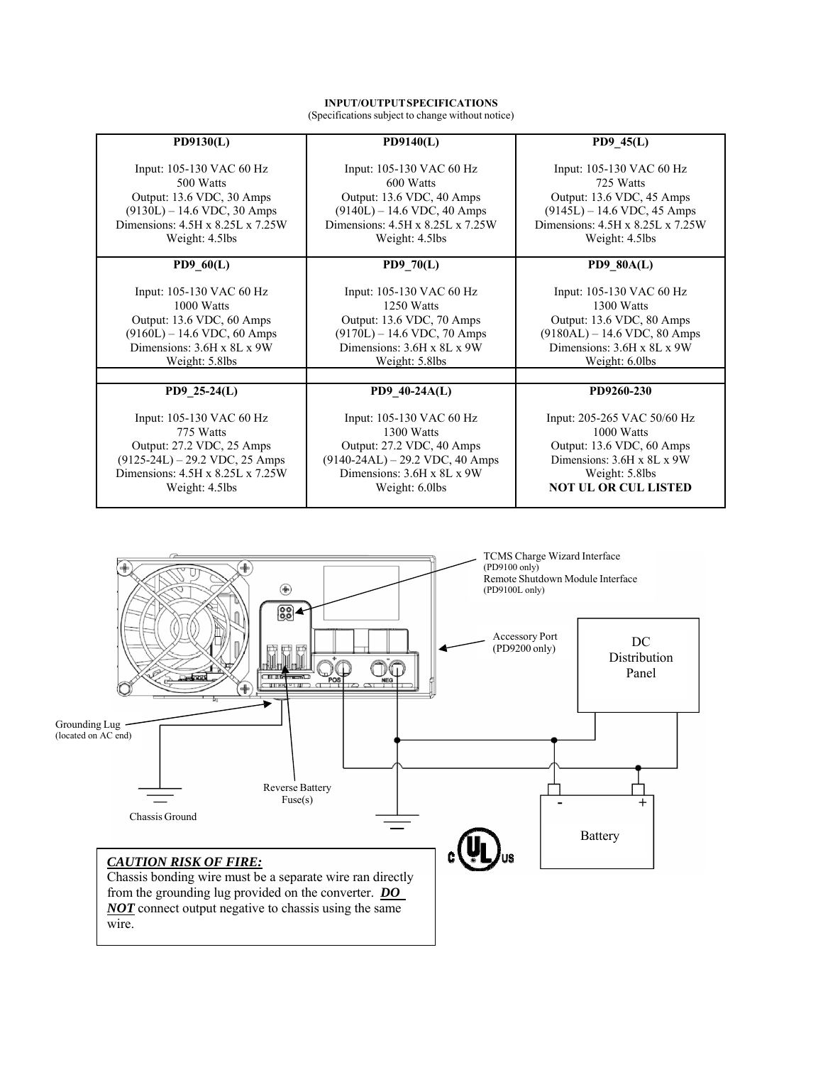**INPUT/OUTPUT SPECIFICATIONS**

(Specifications subject to change without notice)

| | | |
|---|---|---|
| **PD9130(L)**<br><br>Input: 105-130 VAC 60 Hz<br>500 Watts<br>Output: 13.6 VDC, 30 Amps<br>(9130L) – 14.6 VDC, 30 Amps<br>Dimensions: 4.5H x 8.25L x 7.25W<br>Weight: 4.5lbs | **PD9140(L)**<br><br>Input: 105-130 VAC 60 Hz<br>600 Watts<br>Output: 13.6 VDC, 40 Amps<br>(9140L) – 14.6 VDC, 40 Amps<br>Dimensions: 4.5H x 8.25L x 7.25W<br>Weight: 4.5lbs | **PD9_45(L)**<br><br>Input: 105-130 VAC 60 Hz<br>725 Watts<br>Output: 13.6 VDC, 45 Amps<br>(9145L) – 14.6 VDC, 45 Amps<br>Dimensions: 4.5H x 8.25L x 7.25W<br>Weight: 4.5lbs |
| **PD9_60(L)**<br><br>Input: 105-130 VAC 60 Hz<br>1000 Watts<br>Output: 13.6 VDC, 60 Amps<br>(9160L) – 14.6 VDC, 60 Amps<br>Dimensions: 3.6H x 8L x 9W<br>Weight: 5.8lbs | **PD9_70(L)**<br><br>Input: 105-130 VAC 60 Hz<br>1250 Watts<br>Output: 13.6 VDC, 70 Amps<br>(9170L) – 14.6 VDC, 70 Amps<br>Dimensions: 3.6H x 8L x 9W<br>Weight: 5.8lbs | **PD9_80A(L)**<br><br>Input: 105-130 VAC 60 Hz<br>1300 Watts<br>Output: 13.6 VDC, 80 Amps<br>(9180AL) – 14.6 VDC, 80 Amps<br>Dimensions: 3.6H x 8L x 9W<br>Weight: 6.0lbs |
| | | |
| **PD9_25-24(L)**<br><br>Input: 105-130 VAC 60 Hz<br>775 Watts<br>Output: 27.2 VDC, 25 Amps<br>(9125-24L) – 29.2 VDC, 25 Amps<br>Dimensions: 4.5H x 8.25L x 7.25W<br>Weight: 4.5lbs | **PD9_40-24A(L)**<br><br>Input: 105-130 VAC 60 Hz<br>1300 Watts<br>Output: 27.2 VDC, 40 Amps<br>(9140-24AL) – 29.2 VDC, 40 Amps<br>Dimensions: 3.6H x 8L x 9W<br>Weight: 6.0lbs | **PD9260-230**<br><br>Input: 205-265 VAC 50/60 Hz<br>1000 Watts<br>Output: 13.6 VDC, 60 Amps<br>Dimensions: 3.6H x 8L x 9W<br>Weight: 5.8lbs<br>**NOT UL OR CUL LISTED** |

TCMS Charge Wizard Interface
(PD9100 only)
Remote Shutdown Module Interface
(PD9100L only)

Accessory Port
(PD9200 only)

DC
Distribution
Panel

Grounding Lug
(located on AC end)

Reverse Battery
Fuse(s)

Chassis Ground

Battery

POS

NEG

***CAUTION RISK OF FIRE:***

Chassis bonding wire must be a separate wire ran directly from the grounding lug provided on the converter. ***DO NOT*** connect output negative to chassis using the same wire.